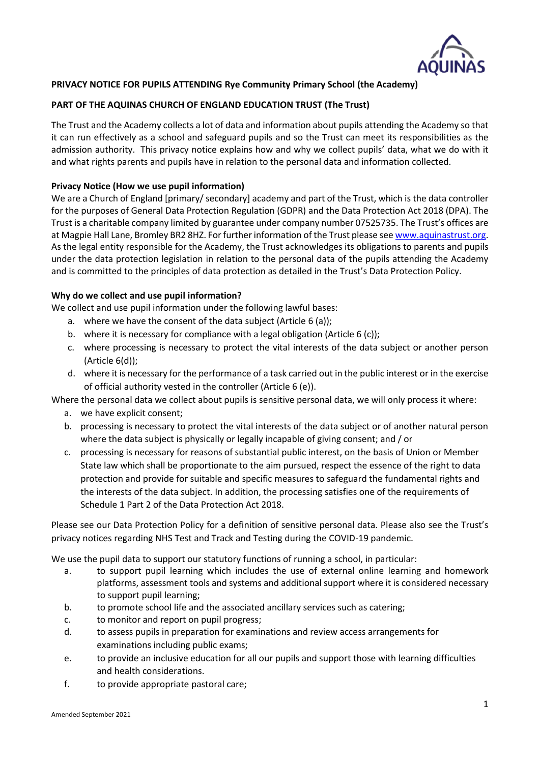**PRIVACY NOTICE FOR PUPILS ATTENDING Rye Community Primary School (the Academy)**

**PART OF THE AQUINAS CHURCH OF ENGLAND EDUCATION TRUST (The Trust)**

The Trust and the Academy collects a lot of data and information about pupils attending the Academy so that it can run effectively as a school and safeguard pupils and so the Trust can meet its responsibilities as the admission authority. This privacy notice explains how and why we collect pupils' data, what we do with it and what rights parents and pupils have in relation to the personal data and information collected.

**Privacy Notice (How we use pupil information)**

We are a Church of England [primary/ secondary] academy and part of the Trust, which is the data controller for the purposes of General Data Protection Regulation (GDPR) and the Data Protection Act 2018 (DPA). The Trust is a charitable company limited by guarantee under company number 07525735. The Trust's offices are at Magpie Hall Lane, Bromley BR2 8HZ. For further information of the Trust please see www.aquinastrust.org. As the legal entity responsible for the Academy, the Trust acknowledges its obligations to parents and pupils under the data protection legislation in relation to the personal data of the pupils attending the Academy and is committed to the principles of data protection as detailed in the Trust's Data Protection Policy.

**Why do we collect and use pupil information?**

We collect and use pupil information under the following lawful bases:

a. where we have the consent of the data subject (Article 6 (a));
b. where it is necessary for compliance with a legal obligation (Article 6 (c));
c. where processing is necessary to protect the vital interests of the data subject or another person (Article 6(d));
d. where it is necessary for the performance of a task carried out in the public interest or in the exercise of official authority vested in the controller (Article 6 (e)).

Where the personal data we collect about pupils is sensitive personal data, we will only process it where:

a. we have explicit consent;
b. processing is necessary to protect the vital interests of the data subject or of another natural person where the data subject is physically or legally incapable of giving consent; and / or
c. processing is necessary for reasons of substantial public interest, on the basis of Union or Member State law which shall be proportionate to the aim pursued, respect the essence of the right to data protection and provide for suitable and specific measures to safeguard the fundamental rights and the interests of the data subject. In addition, the processing satisfies one of the requirements of Schedule 1 Part 2 of the Data Protection Act 2018.

Please see our Data Protection Policy for a definition of sensitive personal data. Please also see the Trust's privacy notices regarding NHS Test and Track and Testing during the COVID-19 pandemic.

We use the pupil data to support our statutory functions of running a school, in particular:

a. to support pupil learning which includes the use of external online learning and homework platforms, assessment tools and systems and additional support where it is considered necessary to support pupil learning;
b. to promote school life and the associated ancillary services such as catering;
c. to monitor and report on pupil progress;
d. to assess pupils in preparation for examinations and review access arrangements for examinations including public exams;
e. to provide an inclusive education for all our pupils and support those with learning difficulties and health considerations.
f. to provide appropriate pastoral care;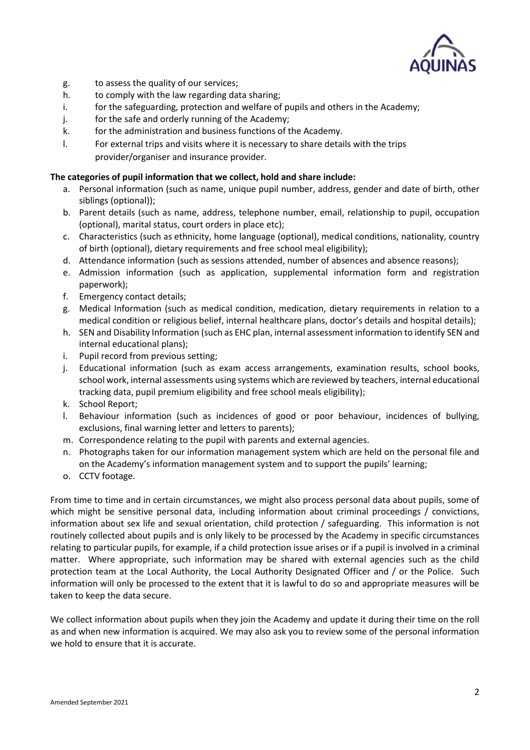g. to assess the quality of our services;
h. to comply with the law regarding data sharing;
i. for the safeguarding, protection and welfare of pupils and others in the Academy;
j. for the safe and orderly running of the Academy;
k. for the administration and business functions of the Academy.
l. For external trips and visits where it is necessary to share details with the trips provider/organiser and insurance provider.

**The categories of pupil information that we collect, hold and share include:**

a. Personal information (such as name, unique pupil number, address, gender and date of birth, other siblings (optional));
b. Parent details (such as name, address, telephone number, email, relationship to pupil, occupation (optional), marital status, court orders in place etc);
c. Characteristics (such as ethnicity, home language (optional), medical conditions, nationality, country of birth (optional), dietary requirements and free school meal eligibility);
d. Attendance information (such as sessions attended, number of absences and absence reasons);
e. Admission information (such as application, supplemental information form and registration paperwork);
f. Emergency contact details;
g. Medical Information (such as medical condition, medication, dietary requirements in relation to a medical condition or religious belief, internal healthcare plans, doctor's details and hospital details);
h. SEN and Disability Information (such as EHC plan, internal assessment information to identify SEN and internal educational plans);
i. Pupil record from previous setting;
j. Educational information (such as exam access arrangements, examination results, school books, school work, internal assessments using systems which are reviewed by teachers, internal educational tracking data, pupil premium eligibility and free school meals eligibility);
k. School Report;
l. Behaviour information (such as incidences of good or poor behaviour, incidences of bullying, exclusions, final warning letter and letters to parents);
m. Correspondence relating to the pupil with parents and external agencies.
n. Photographs taken for our information management system which are held on the personal file and on the Academy's information management system and to support the pupils' learning;
o. CCTV footage.

From time to time and in certain circumstances, we might also process personal data about pupils, some of which might be sensitive personal data, including information about criminal proceedings / convictions, information about sex life and sexual orientation, child protection / safeguarding. This information is not routinely collected about pupils and is only likely to be processed by the Academy in specific circumstances relating to particular pupils, for example, if a child protection issue arises or if a pupil is involved in a criminal matter. Where appropriate, such information may be shared with external agencies such as the child protection team at the Local Authority, the Local Authority Designated Officer and / or the Police. Such information will only be processed to the extent that it is lawful to do so and appropriate measures will be taken to keep the data secure.

We collect information about pupils when they join the Academy and update it during their time on the roll as and when new information is acquired. We may also ask you to review some of the personal information we hold to ensure that it is accurate.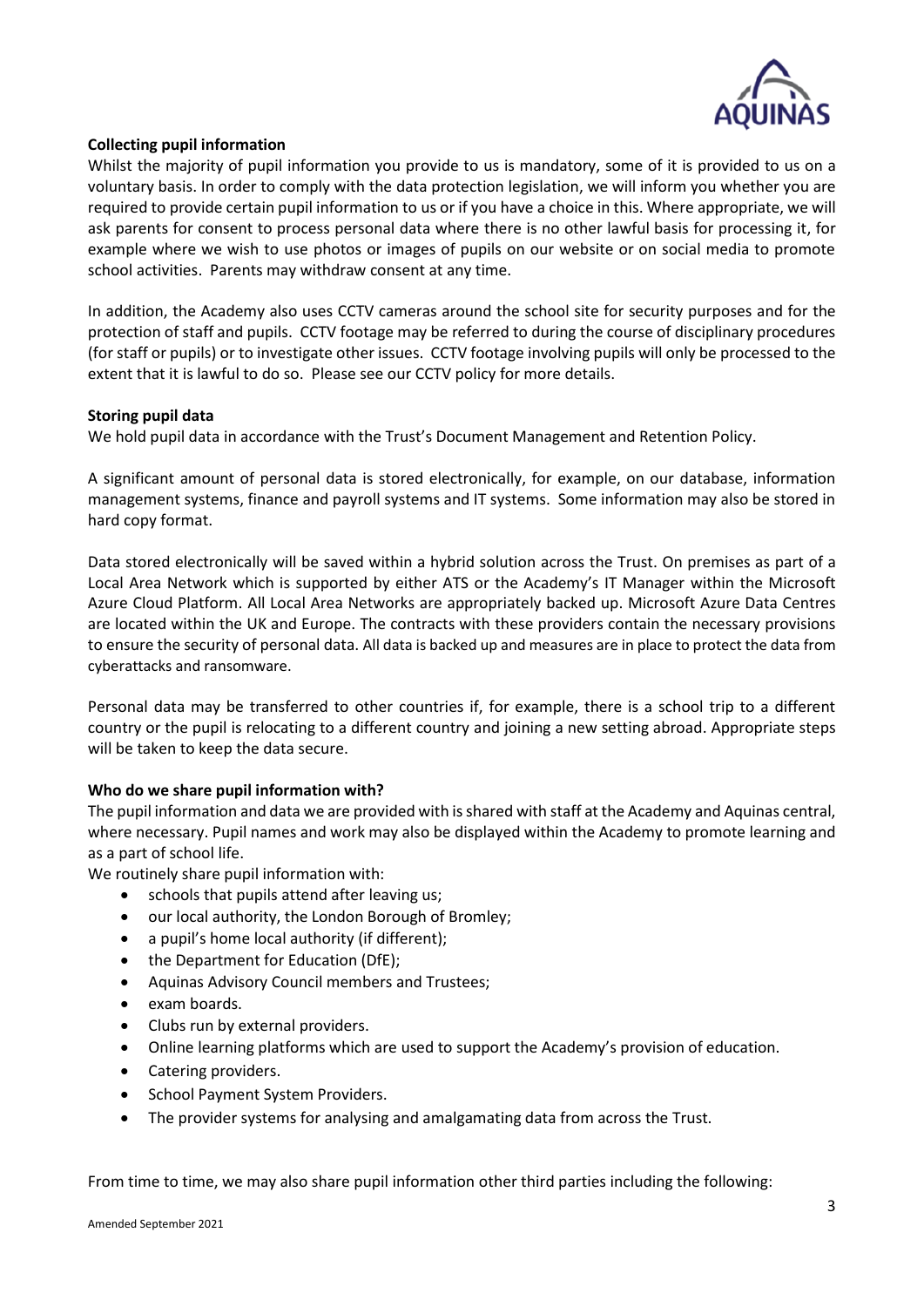**Collecting pupil information**

Whilst the majority of pupil information you provide to us is mandatory, some of it is provided to us on a voluntary basis. In order to comply with the data protection legislation, we will inform you whether you are required to provide certain pupil information to us or if you have a choice in this. Where appropriate, we will ask parents for consent to process personal data where there is no other lawful basis for processing it, for example where we wish to use photos or images of pupils on our website or on social media to promote school activities. Parents may withdraw consent at any time.

In addition, the Academy also uses CCTV cameras around the school site for security purposes and for the protection of staff and pupils. CCTV footage may be referred to during the course of disciplinary procedures (for staff or pupils) or to investigate other issues. CCTV footage involving pupils will only be processed to the extent that it is lawful to do so. Please see our CCTV policy for more details.

**Storing pupil data**

We hold pupil data in accordance with the Trust's Document Management and Retention Policy.

A significant amount of personal data is stored electronically, for example, on our database, information management systems, finance and payroll systems and IT systems. Some information may also be stored in hard copy format.

Data stored electronically will be saved within a hybrid solution across the Trust. On premises as part of a Local Area Network which is supported by either ATS or the Academy's IT Manager within the Microsoft Azure Cloud Platform. All Local Area Networks are appropriately backed up. Microsoft Azure Data Centres are located within the UK and Europe. The contracts with these providers contain the necessary provisions to ensure the security of personal data. All data is backed up and measures are in place to protect the data from cyberattacks and ransomware.

Personal data may be transferred to other countries if, for example, there is a school trip to a different country or the pupil is relocating to a different country and joining a new setting abroad. Appropriate steps will be taken to keep the data secure.

**Who do we share pupil information with?**

The pupil information and data we are provided with is shared with staff at the Academy and Aquinas central, where necessary. Pupil names and work may also be displayed within the Academy to promote learning and as a part of school life.

We routinely share pupil information with:

- schools that pupils attend after leaving us;
- our local authority, the London Borough of Bromley;
- a pupil's home local authority (if different);
- the Department for Education (DfE);
- Aquinas Advisory Council members and Trustees;
- exam boards.
- Clubs run by external providers.
- Online learning platforms which are used to support the Academy's provision of education.
- Catering providers.
- School Payment System Providers.
- The provider systems for analysing and amalgamating data from across the Trust.

From time to time, we may also share pupil information other third parties including the following: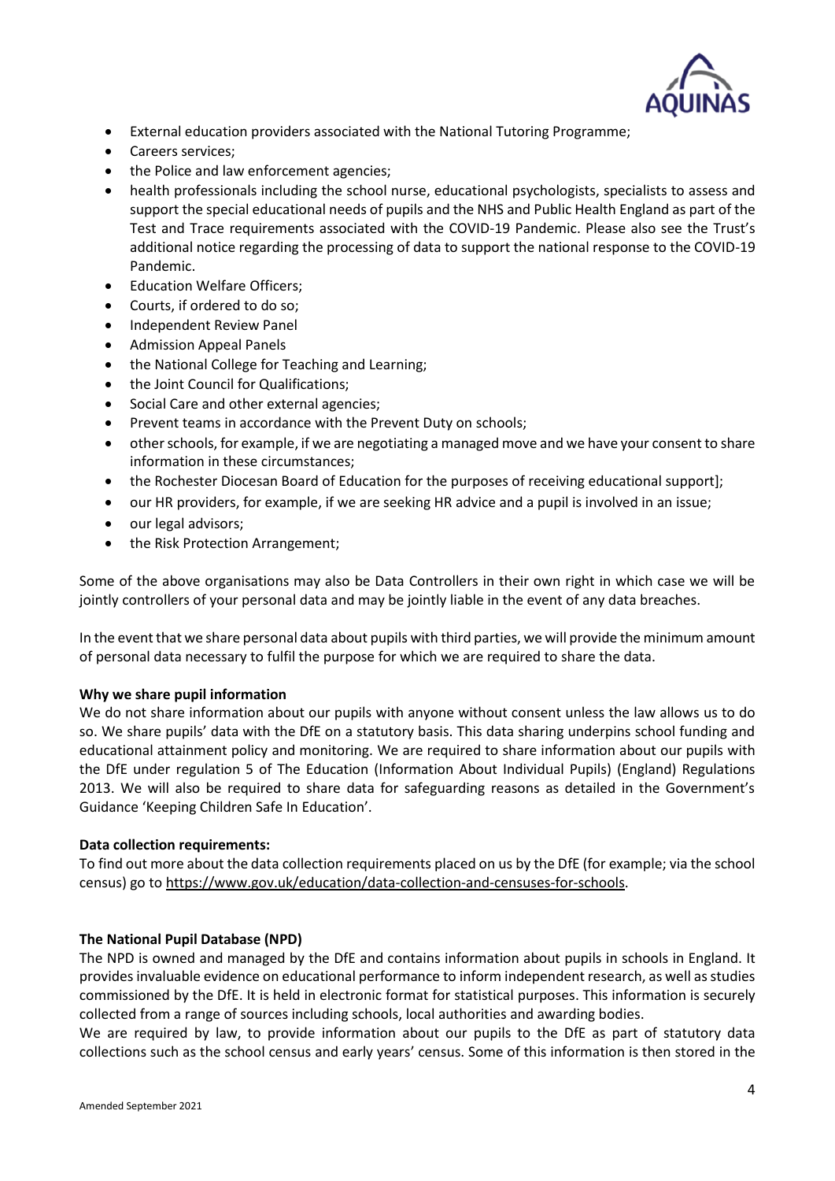- External education providers associated with the National Tutoring Programme;
- Careers services;
- the Police and law enforcement agencies;
- health professionals including the school nurse, educational psychologists, specialists to assess and support the special educational needs of pupils and the NHS and Public Health England as part of the Test and Trace requirements associated with the COVID-19 Pandemic. Please also see the Trust's additional notice regarding the processing of data to support the national response to the COVID-19 Pandemic.
- Education Welfare Officers;
- Courts, if ordered to do so;
- Independent Review Panel
- Admission Appeal Panels
- the National College for Teaching and Learning;
- the Joint Council for Qualifications;
- Social Care and other external agencies;
- Prevent teams in accordance with the Prevent Duty on schools;
- other schools, for example, if we are negotiating a managed move and we have your consent to share information in these circumstances;
- the Rochester Diocesan Board of Education for the purposes of receiving educational support];
- our HR providers, for example, if we are seeking HR advice and a pupil is involved in an issue;
- our legal advisors;
- the Risk Protection Arrangement;

Some of the above organisations may also be Data Controllers in their own right in which case we will be jointly controllers of your personal data and may be jointly liable in the event of any data breaches.

In the event that we share personal data about pupils with third parties, we will provide the minimum amount of personal data necessary to fulfil the purpose for which we are required to share the data.

**Why we share pupil information**

We do not share information about our pupils with anyone without consent unless the law allows us to do so. We share pupils' data with the DfE on a statutory basis. This data sharing underpins school funding and educational attainment policy and monitoring. We are required to share information about our pupils with the DfE under regulation 5 of The Education (Information About Individual Pupils) (England) Regulations 2013. We will also be required to share data for safeguarding reasons as detailed in the Government's Guidance 'Keeping Children Safe In Education'.

**Data collection requirements:**

To find out more about the data collection requirements placed on us by the DfE (for example; via the school census) go to https://www.gov.uk/education/data-collection-and-censuses-for-schools.

**The National Pupil Database (NPD)**

The NPD is owned and managed by the DfE and contains information about pupils in schools in England. It provides invaluable evidence on educational performance to inform independent research, as well as studies commissioned by the DfE. It is held in electronic format for statistical purposes. This information is securely collected from a range of sources including schools, local authorities and awarding bodies.

We are required by law, to provide information about our pupils to the DfE as part of statutory data collections such as the school census and early years' census. Some of this information is then stored in the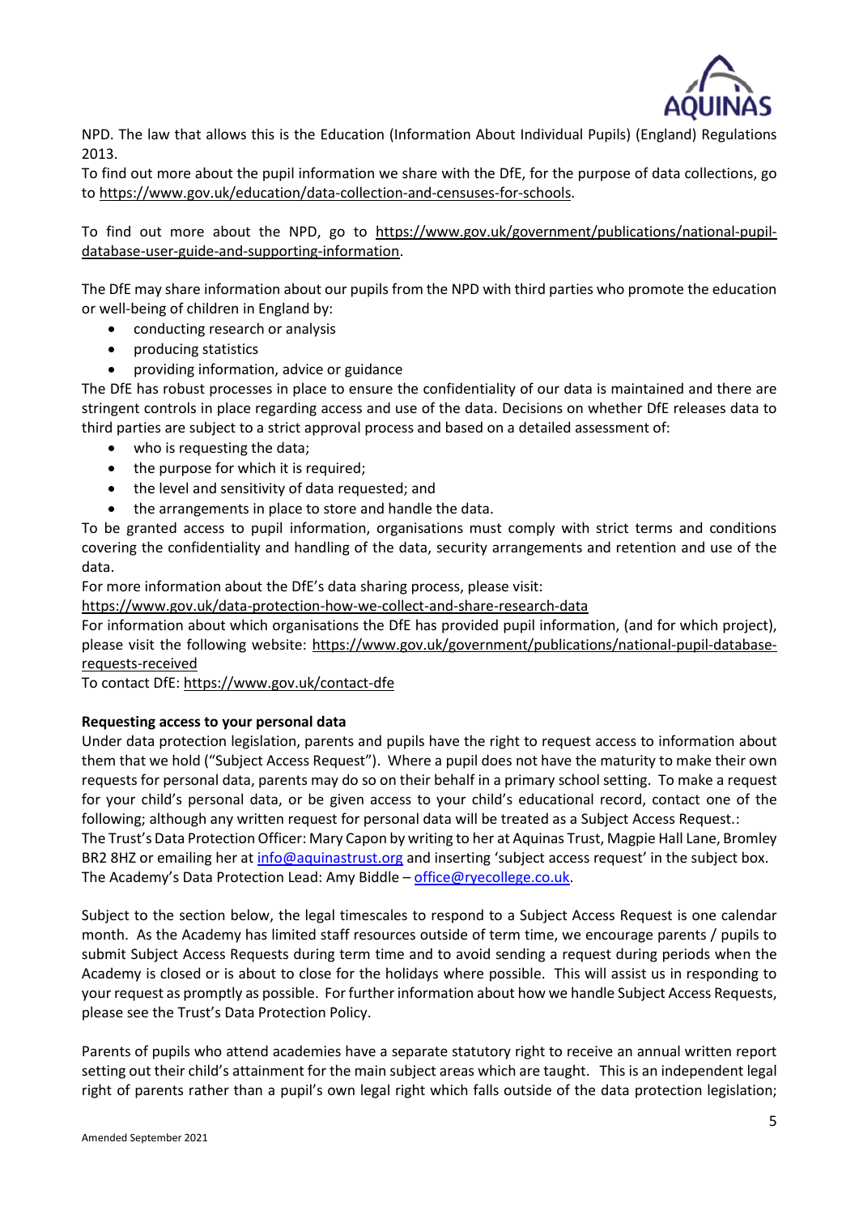NPD. The law that allows this is the Education (Information About Individual Pupils) (England) Regulations 2013.

To find out more about the pupil information we share with the DfE, for the purpose of data collections, go to https://www.gov.uk/education/data-collection-and-censuses-for-schools.

To find out more about the NPD, go to https://www.gov.uk/government/publications/national-pupil-database-user-guide-and-supporting-information.

The DfE may share information about our pupils from the NPD with third parties who promote the education or well-being of children in England by:

- conducting research or analysis
- producing statistics
- providing information, advice or guidance

The DfE has robust processes in place to ensure the confidentiality of our data is maintained and there are stringent controls in place regarding access and use of the data. Decisions on whether DfE releases data to third parties are subject to a strict approval process and based on a detailed assessment of:

- who is requesting the data;
- the purpose for which it is required;
- the level and sensitivity of data requested; and
- the arrangements in place to store and handle the data.

To be granted access to pupil information, organisations must comply with strict terms and conditions covering the confidentiality and handling of the data, security arrangements and retention and use of the data.

For more information about the DfE's data sharing process, please visit:
https://www.gov.uk/data-protection-how-we-collect-and-share-research-data

For information about which organisations the DfE has provided pupil information, (and for which project), please visit the following website: https://www.gov.uk/government/publications/national-pupil-database-requests-received

To contact DfE: https://www.gov.uk/contact-dfe

**Requesting access to your personal data**

Under data protection legislation, parents and pupils have the right to request access to information about them that we hold ("Subject Access Request"). Where a pupil does not have the maturity to make their own requests for personal data, parents may do so on their behalf in a primary school setting. To make a request for your child's personal data, or be given access to your child's educational record, contact one of the following; although any written request for personal data will be treated as a Subject Access Request.:

The Trust's Data Protection Officer: Mary Capon by writing to her at Aquinas Trust, Magpie Hall Lane, Bromley BR2 8HZ or emailing her at info@aquinastrust.org and inserting 'subject access request' in the subject box.

The Academy's Data Protection Lead: Amy Biddle – office@ryecollege.co.uk.

Subject to the section below, the legal timescales to respond to a Subject Access Request is one calendar month. As the Academy has limited staff resources outside of term time, we encourage parents / pupils to submit Subject Access Requests during term time and to avoid sending a request during periods when the Academy is closed or is about to close for the holidays where possible. This will assist us in responding to your request as promptly as possible. For further information about how we handle Subject Access Requests, please see the Trust's Data Protection Policy.

Parents of pupils who attend academies have a separate statutory right to receive an annual written report setting out their child's attainment for the main subject areas which are taught. This is an independent legal right of parents rather than a pupil's own legal right which falls outside of the data protection legislation;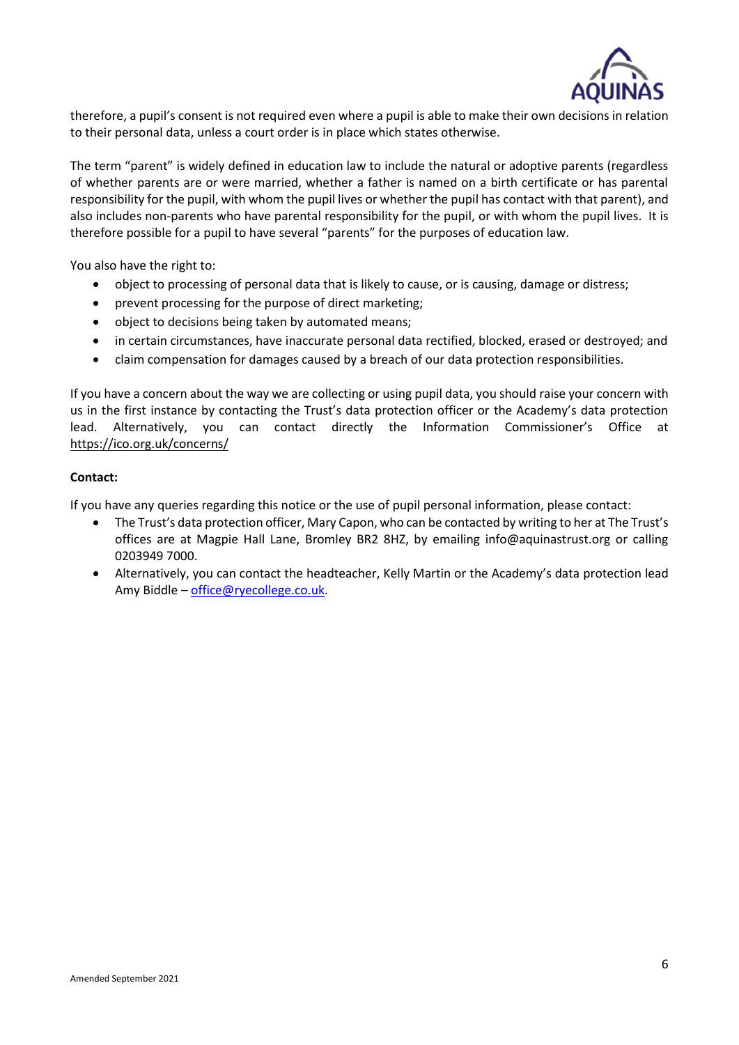therefore, a pupil's consent is not required even where a pupil is able to make their own decisions in relation to their personal data, unless a court order is in place which states otherwise.

The term "parent" is widely defined in education law to include the natural or adoptive parents (regardless of whether parents are or were married, whether a father is named on a birth certificate or has parental responsibility for the pupil, with whom the pupil lives or whether the pupil has contact with that parent), and also includes non-parents who have parental responsibility for the pupil, or with whom the pupil lives. It is therefore possible for a pupil to have several "parents" for the purposes of education law.

You also have the right to:

- object to processing of personal data that is likely to cause, or is causing, damage or distress;
- prevent processing for the purpose of direct marketing;
- object to decisions being taken by automated means;
- in certain circumstances, have inaccurate personal data rectified, blocked, erased or destroyed; and
- claim compensation for damages caused by a breach of our data protection responsibilities.

If you have a concern about the way we are collecting or using pupil data, you should raise your concern with us in the first instance by contacting the Trust's data protection officer or the Academy's data protection lead. Alternatively, you can contact directly the Information Commissioner's Office at https://ico.org.uk/concerns/

**Contact:**

If you have any queries regarding this notice or the use of pupil personal information, please contact:

- The Trust's data protection officer, Mary Capon, who can be contacted by writing to her at The Trust's offices are at Magpie Hall Lane, Bromley BR2 8HZ, by emailing info@aquinastrust.org or calling 0203949 7000.
- Alternatively, you can contact the headteacher, Kelly Martin or the Academy's data protection lead Amy Biddle – office@ryecollege.co.uk.

Amended September 2021